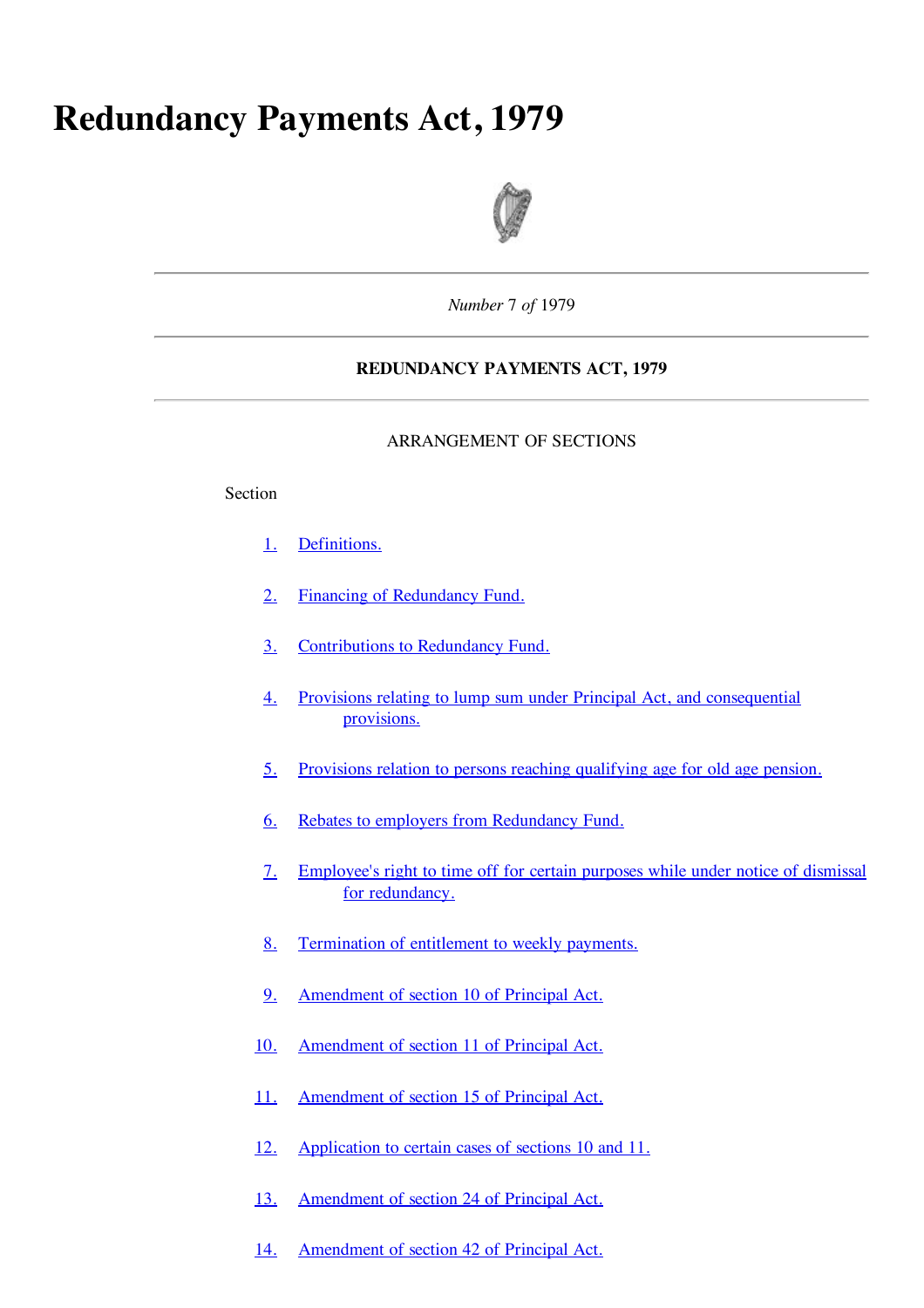# Redundancy Payments Act, 1979

*Number* 7 *of* 1979

**REDUNDANCY PAYMENTS ACT, 1979**

ARRANGEMENT OF SECTIONS

Section

1. Definitions.
2. Financing of Redundancy Fund.
3. Contributions to Redundancy Fund.
4. Provisions relating to lump sum under Principal Act, and consequential provisions.
5. Provisions relation to persons reaching qualifying age for old age pension.
6. Rebates to employers from Redundancy Fund.
7. Employee's right to time off for certain purposes while under notice of dismissal for redundancy.
8. Termination of entitlement to weekly payments.
9. Amendment of section 10 of Principal Act.
10. Amendment of section 11 of Principal Act.
11. Amendment of section 15 of Principal Act.
12. Application to certain cases of sections 10 and 11.
13. Amendment of section 24 of Principal Act.
14. Amendment of section 42 of Principal Act.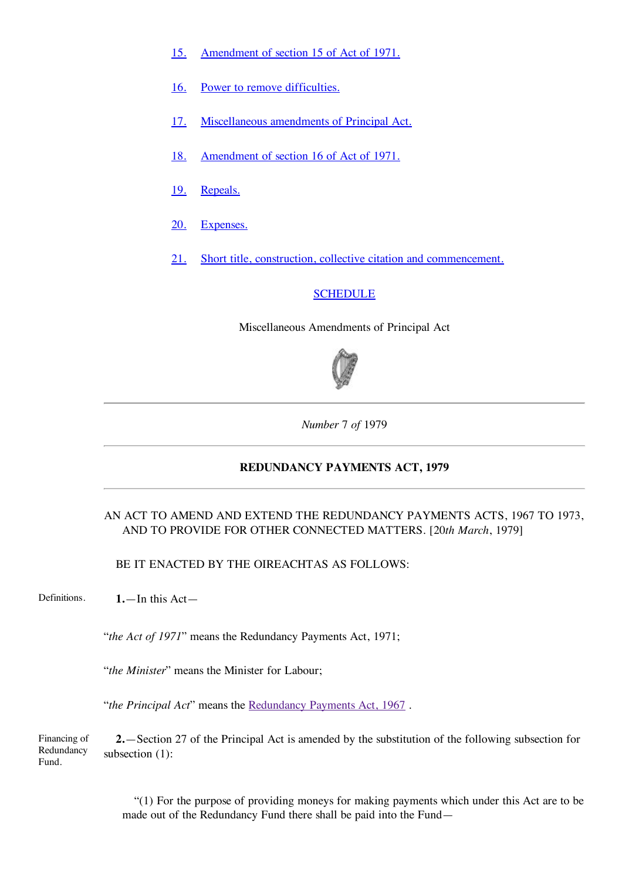15. Amendment of section 15 of Act of 1971.

16. Power to remove difficulties.

17. Miscellaneous amendments of Principal Act.

18. Amendment of section 16 of Act of 1971.

19. Repeals.

20. Expenses.

21. Short title, construction, collective citation and commencement.

SCHEDULE

Miscellaneous Amendments of Principal Act

---

*Number* 7 *of* 1979

---

**REDUNDANCY PAYMENTS ACT, 1979**

---

AN ACT TO AMEND AND EXTEND THE REDUNDANCY PAYMENTS ACTS, 1967 TO 1973, AND TO PROVIDE FOR OTHER CONNECTED MATTERS. [20*th March*, 1979]

BE IT ENACTED BY THE OIREACHTAS AS FOLLOWS:

Definitions.

**1.**—In this Act—

"*the Act of 1971*" means the Redundancy Payments Act, 1971;

"*the Minister*" means the Minister for Labour;

"*the Principal Act*" means the Redundancy Payments Act, 1967 .

Financing of Redundancy Fund.

**2.**—Section 27 of the Principal Act is amended by the substitution of the following subsection for subsection (1):

"(1) For the purpose of providing moneys for making payments which under this Act are to be made out of the Redundancy Fund there shall be paid into the Fund—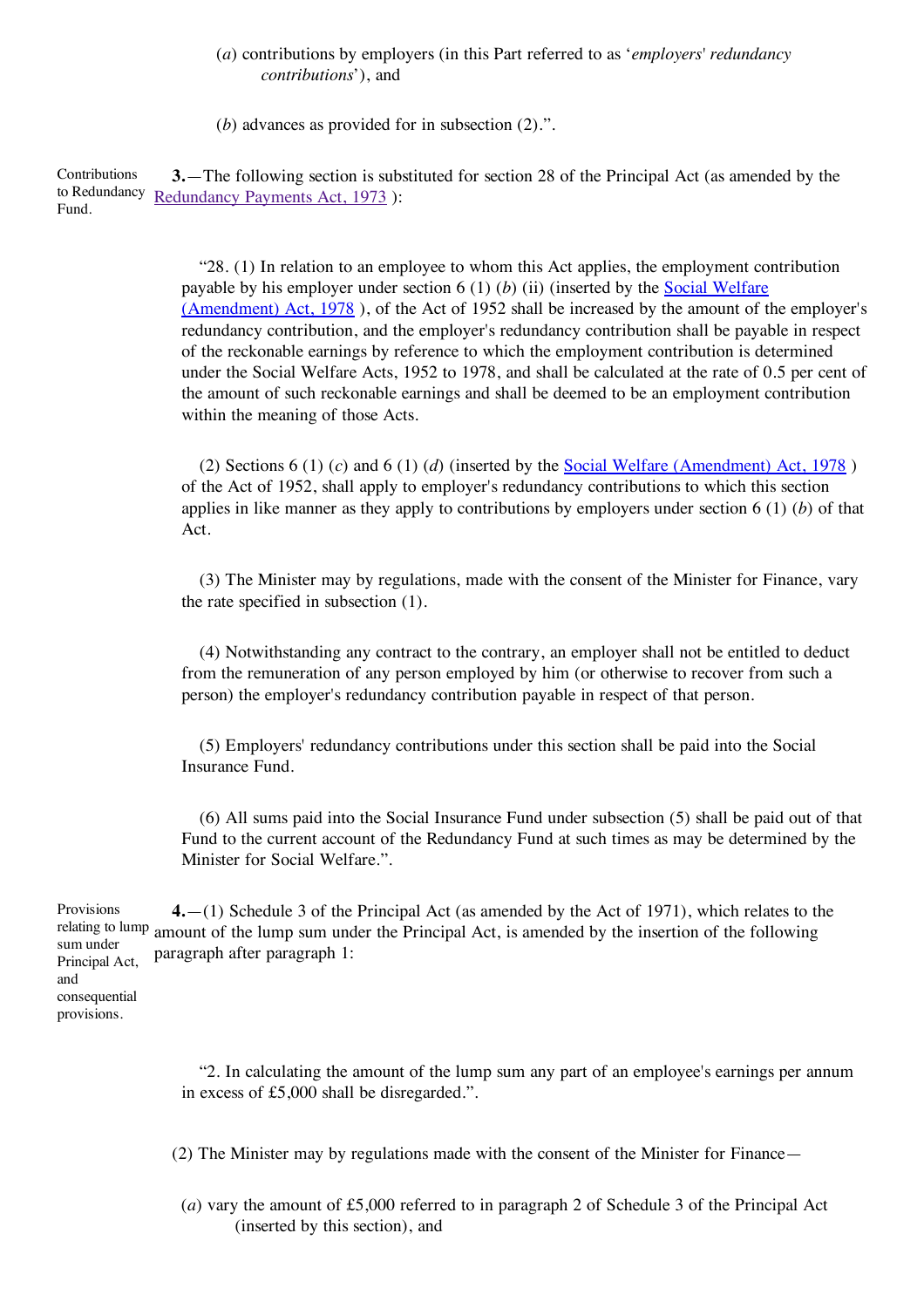(*a*) contributions by employers (in this Part referred to as '*employers' redundancy contributions*'), and

(*b*) advances as provided for in subsection (2).".

Contributions to Redundancy Fund.

**3.**—The following section is substituted for section 28 of the Principal Act (as amended by the Redundancy Payments Act, 1973 ):

"28. (1) In relation to an employee to whom this Act applies, the employment contribution payable by his employer under section 6 (1) (*b*) (ii) (inserted by the Social Welfare (Amendment) Act, 1978 ), of the Act of 1952 shall be increased by the amount of the employer's redundancy contribution, and the employer's redundancy contribution shall be payable in respect of the reckonable earnings by reference to which the employment contribution is determined under the Social Welfare Acts, 1952 to 1978, and shall be calculated at the rate of 0.5 per cent of the amount of such reckonable earnings and shall be deemed to be an employment contribution within the meaning of those Acts.

(2) Sections 6 (1) (*c*) and 6 (1) (*d*) (inserted by the Social Welfare (Amendment) Act, 1978 ) of the Act of 1952, shall apply to employer's redundancy contributions to which this section applies in like manner as they apply to contributions by employers under section 6 (1) (*b*) of that Act.

(3) The Minister may by regulations, made with the consent of the Minister for Finance, vary the rate specified in subsection (1).

(4) Notwithstanding any contract to the contrary, an employer shall not be entitled to deduct from the remuneration of any person employed by him (or otherwise to recover from such a person) the employer's redundancy contribution payable in respect of that person.

(5) Employers' redundancy contributions under this section shall be paid into the Social Insurance Fund.

(6) All sums paid into the Social Insurance Fund under subsection (5) shall be paid out of that Fund to the current account of the Redundancy Fund at such times as may be determined by the Minister for Social Welfare.".

Provisions relating to lump sum under Principal Act, and consequential provisions.

**4.**—(1) Schedule 3 of the Principal Act (as amended by the Act of 1971), which relates to the amount of the lump sum under the Principal Act, is amended by the insertion of the following paragraph after paragraph 1:

"2. In calculating the amount of the lump sum any part of an employee's earnings per annum in excess of £5,000 shall be disregarded.".

(2) The Minister may by regulations made with the consent of the Minister for Finance—

(*a*) vary the amount of £5,000 referred to in paragraph 2 of Schedule 3 of the Principal Act (inserted by this section), and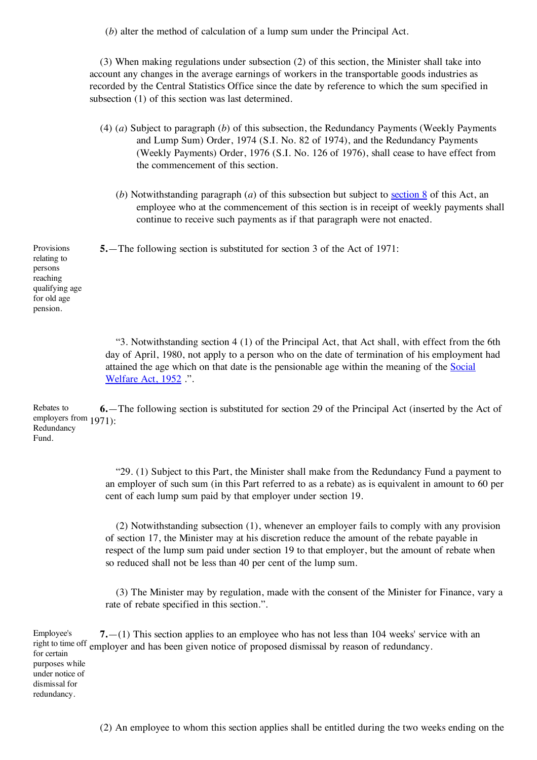(*b*) alter the method of calculation of a lump sum under the Principal Act.

(3) When making regulations under subsection (2) of this section, the Minister shall take into account any changes in the average earnings of workers in the transportable goods industries as recorded by the Central Statistics Office since the date by reference to which the sum specified in subsection (1) of this section was last determined.

(4) (*a*) Subject to paragraph (*b*) of this subsection, the Redundancy Payments (Weekly Payments and Lump Sum) Order, 1974 (S.I. No. 82 of 1974), and the Redundancy Payments (Weekly Payments) Order, 1976 (S.I. No. 126 of 1976), shall cease to have effect from the commencement of this section.

(*b*) Notwithstanding paragraph (*a*) of this subsection but subject to section 8 of this Act, an employee who at the commencement of this section is in receipt of weekly payments shall continue to receive such payments as if that paragraph were not enacted.

Provisions relating to persons reaching qualifying age for old age pension.

**5.**—The following section is substituted for section 3 of the Act of 1971:

"3. Notwithstanding section 4 (1) of the Principal Act, that Act shall, with effect from the 6th day of April, 1980, not apply to a person who on the date of termination of his employment had attained the age which on that date is the pensionable age within the meaning of the Social Welfare Act, 1952 .".

Rebates to employers from Redundancy Fund.

**6.**—The following section is substituted for section 29 of the Principal Act (inserted by the Act of 1971):

"29. (1) Subject to this Part, the Minister shall make from the Redundancy Fund a payment to an employer of such sum (in this Part referred to as a rebate) as is equivalent in amount to 60 per cent of each lump sum paid by that employer under section 19.

(2) Notwithstanding subsection (1), whenever an employer fails to comply with any provision of section 17, the Minister may at his discretion reduce the amount of the rebate payable in respect of the lump sum paid under section 19 to that employer, but the amount of rebate when so reduced shall not be less than 40 per cent of the lump sum.

(3) The Minister may by regulation, made with the consent of the Minister for Finance, vary a rate of rebate specified in this section.".

Employee's right to time off for certain purposes while under notice of dismissal for redundancy.

**7.**—(1) This section applies to an employee who has not less than 104 weeks' service with an employer and has been given notice of proposed dismissal by reason of redundancy.

(2) An employee to whom this section applies shall be entitled during the two weeks ending on the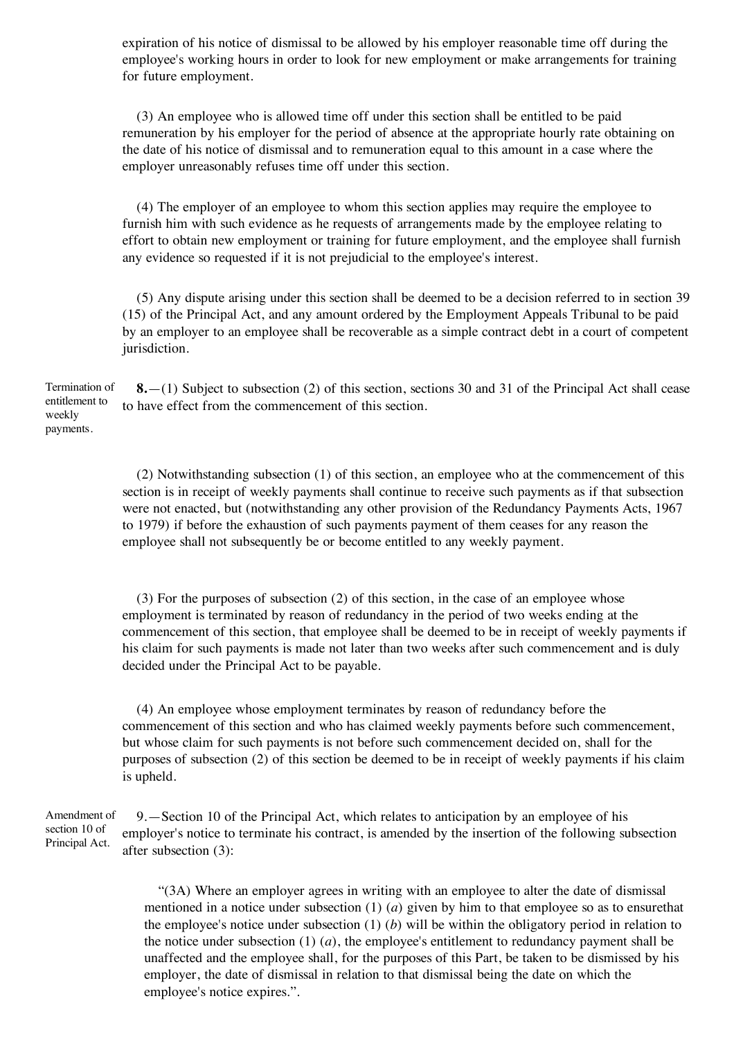expiration of his notice of dismissal to be allowed by his employer reasonable time off during the employee's working hours in order to look for new employment or make arrangements for training for future employment.

(3) An employee who is allowed time off under this section shall be entitled to be paid remuneration by his employer for the period of absence at the appropriate hourly rate obtaining on the date of his notice of dismissal and to remuneration equal to this amount in a case where the employer unreasonably refuses time off under this section.

(4) The employer of an employee to whom this section applies may require the employee to furnish him with such evidence as he requests of arrangements made by the employee relating to effort to obtain new employment or training for future employment, and the employee shall furnish any evidence so requested if it is not prejudicial to the employee's interest.

(5) Any dispute arising under this section shall be deemed to be a decision referred to in section 39 (15) of the Principal Act, and any amount ordered by the Employment Appeals Tribunal to be paid by an employer to an employee shall be recoverable as a simple contract debt in a court of competent jurisdiction.

Termination of entitlement to weekly payments.

**8.**—(1) Subject to subsection (2) of this section, sections 30 and 31 of the Principal Act shall cease to have effect from the commencement of this section.

(2) Notwithstanding subsection (1) of this section, an employee who at the commencement of this section is in receipt of weekly payments shall continue to receive such payments as if that subsection were not enacted, but (notwithstanding any other provision of the Redundancy Payments Acts, 1967 to 1979) if before the exhaustion of such payments payment of them ceases for any reason the employee shall not subsequently be or become entitled to any weekly payment.

(3) For the purposes of subsection (2) of this section, in the case of an employee whose employment is terminated by reason of redundancy in the period of two weeks ending at the commencement of this section, that employee shall be deemed to be in receipt of weekly payments if his claim for such payments is made not later than two weeks after such commencement and is duly decided under the Principal Act to be payable.

(4) An employee whose employment terminates by reason of redundancy before the commencement of this section and who has claimed weekly payments before such commencement, but whose claim for such payments is not before such commencement decided on, shall for the purposes of subsection (2) of this section be deemed to be in receipt of weekly payments if his claim is upheld.

Amendment of section 10 of Principal Act.

9.—Section 10 of the Principal Act, which relates to anticipation by an employee of his employer's notice to terminate his contract, is amended by the insertion of the following subsection after subsection (3):

> "(3A) Where an employer agrees in writing with an employee to alter the date of dismissal mentioned in a notice under subsection (1) (*a*) given by him to that employee so as to ensurethat the employee's notice under subsection (1) (*b*) will be within the obligatory period in relation to the notice under subsection (1) (*a*), the employee's entitlement to redundancy payment shall be unaffected and the employee shall, for the purposes of this Part, be taken to be dismissed by his employer, the date of dismissal in relation to that dismissal being the date on which the employee's notice expires.".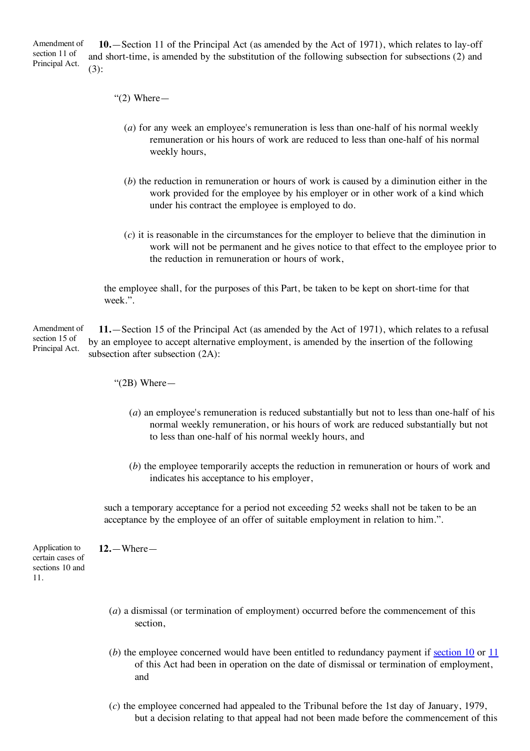Amendment of section 11 of Principal Act.

**10.**—Section 11 of the Principal Act (as amended by the Act of 1971), which relates to lay-off and short-time, is amended by the substitution of the following subsection for subsections (2) and (3):

> “(2) Where—
>
> (*a*) for any week an employee's remuneration is less than one-half of his normal weekly remuneration or his hours of work are reduced to less than one-half of his normal weekly hours,
>
> (*b*) the reduction in remuneration or hours of work is caused by a diminution either in the work provided for the employee by his employer or in other work of a kind which under his contract the employee is employed to do.
>
> (*c*) it is reasonable in the circumstances for the employer to believe that the diminution in work will not be permanent and he gives notice to that effect to the employee prior to the reduction in remuneration or hours of work,
>
> the employee shall, for the purposes of this Part, be taken to be kept on short-time for that week.”.

Amendment of section 15 of Principal Act.

**11.**—Section 15 of the Principal Act (as amended by the Act of 1971), which relates to a refusal by an employee to accept alternative employment, is amended by the insertion of the following subsection after subsection (2A):

> “(2B) Where—
>
> (*a*) an employee's remuneration is reduced substantially but not to less than one-half of his normal weekly remuneration, or his hours of work are reduced substantially but not to less than one-half of his normal weekly hours, and
>
> (*b*) the employee temporarily accepts the reduction in remuneration or hours of work and indicates his acceptance to his employer,
>
> such a temporary acceptance for a period not exceeding 52 weeks shall not be taken to be an acceptance by the employee of an offer of suitable employment in relation to him.”.

Application to certain cases of sections 10 and 11.

**12.**—Where—

(*a*) a dismissal (or termination of employment) occurred before the commencement of this section,

(*b*) the employee concerned would have been entitled to redundancy payment if section 10 or 11 of this Act had been in operation on the date of dismissal or termination of employment, and

(*c*) the employee concerned had appealed to the Tribunal before the 1st day of January, 1979, but a decision relating to that appeal had not been made before the commencement of this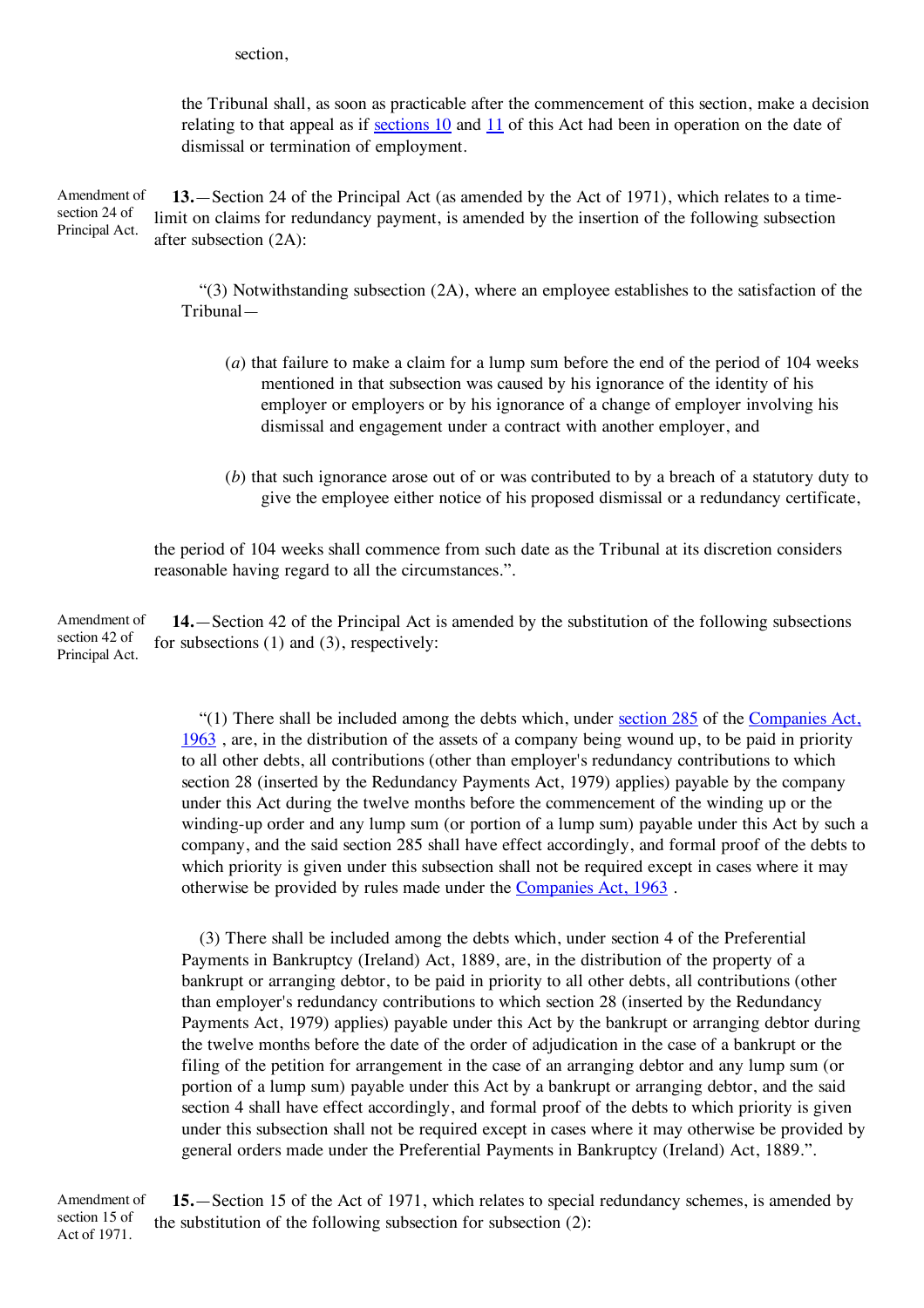section,

the Tribunal shall, as soon as practicable after the commencement of this section, make a decision relating to that appeal as if sections 10 and 11 of this Act had been in operation on the date of dismissal or termination of employment.

Amendment of section 24 of Principal Act.

**13.**—Section 24 of the Principal Act (as amended by the Act of 1971), which relates to a time-limit on claims for redundancy payment, is amended by the insertion of the following subsection after subsection (2A):

"(3) Notwithstanding subsection (2A), where an employee establishes to the satisfaction of the Tribunal—

(*a*) that failure to make a claim for a lump sum before the end of the period of 104 weeks mentioned in that subsection was caused by his ignorance of the identity of his employer or employers or by his ignorance of a change of employer involving his dismissal and engagement under a contract with another employer, and

(*b*) that such ignorance arose out of or was contributed to by a breach of a statutory duty to give the employee either notice of his proposed dismissal or a redundancy certificate,

the period of 104 weeks shall commence from such date as the Tribunal at its discretion considers reasonable having regard to all the circumstances.".

Amendment of section 42 of Principal Act.

**14.**—Section 42 of the Principal Act is amended by the substitution of the following subsections for subsections (1) and (3), respectively:

"(1) There shall be included among the debts which, under section 285 of the Companies Act, 1963 , are, in the distribution of the assets of a company being wound up, to be paid in priority to all other debts, all contributions (other than employer's redundancy contributions to which section 28 (inserted by the Redundancy Payments Act, 1979) applies) payable by the company under this Act during the twelve months before the commencement of the winding up or the winding-up order and any lump sum (or portion of a lump sum) payable under this Act by such a company, and the said section 285 shall have effect accordingly, and formal proof of the debts to which priority is given under this subsection shall not be required except in cases where it may otherwise be provided by rules made under the Companies Act, 1963 .

(3) There shall be included among the debts which, under section 4 of the Preferential Payments in Bankruptcy (Ireland) Act, 1889, are, in the distribution of the property of a bankrupt or arranging debtor, to be paid in priority to all other debts, all contributions (other than employer's redundancy contributions to which section 28 (inserted by the Redundancy Payments Act, 1979) applies) payable under this Act by the bankrupt or arranging debtor during the twelve months before the date of the order of adjudication in the case of a bankrupt or the filing of the petition for arrangement in the case of an arranging debtor and any lump sum (or portion of a lump sum) payable under this Act by a bankrupt or arranging debtor, and the said section 4 shall have effect accordingly, and formal proof of the debts to which priority is given under this subsection shall not be required except in cases where it may otherwise be provided by general orders made under the Preferential Payments in Bankruptcy (Ireland) Act, 1889.".

Amendment of section 15 of Act of 1971.

**15.**—Section 15 of the Act of 1971, which relates to special redundancy schemes, is amended by the substitution of the following subsection for subsection (2):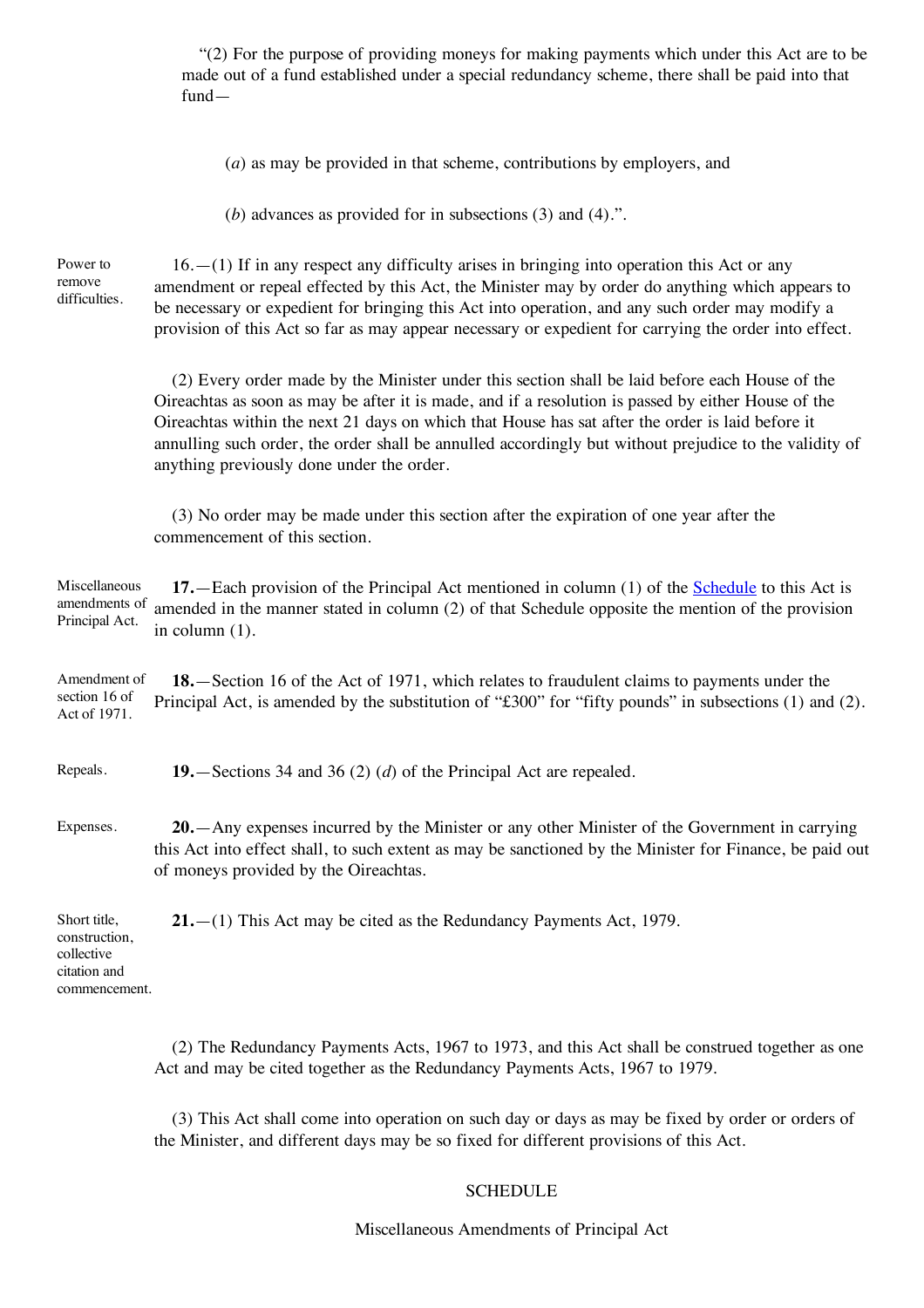"(2) For the purpose of providing moneys for making payments which under this Act are to be made out of a fund established under a special redundancy scheme, there shall be paid into that fund—

(*a*) as may be provided in that scheme, contributions by employers, and

(*b*) advances as provided for in subsections (3) and (4).".

Power to remove difficulties.

16.—(1) If in any respect any difficulty arises in bringing into operation this Act or any amendment or repeal effected by this Act, the Minister may by order do anything which appears to be necessary or expedient for bringing this Act into operation, and any such order may modify a provision of this Act so far as may appear necessary or expedient for carrying the order into effect.

(2) Every order made by the Minister under this section shall be laid before each House of the Oireachtas as soon as may be after it is made, and if a resolution is passed by either House of the Oireachtas within the next 21 days on which that House has sat after the order is laid before it annulling such order, the order shall be annulled accordingly but without prejudice to the validity of anything previously done under the order.

(3) No order may be made under this section after the expiration of one year after the commencement of this section.

Miscellaneous amendments of Principal Act.

**17.**—Each provision of the Principal Act mentioned in column (1) of the Schedule to this Act is amended in the manner stated in column (2) of that Schedule opposite the mention of the provision in column (1).

Amendment of section 16 of Act of 1971.

**18.**—Section 16 of the Act of 1971, which relates to fraudulent claims to payments under the Principal Act, is amended by the substitution of "£300" for "fifty pounds" in subsections (1) and (2).

Repeals.

**19.**—Sections 34 and 36 (2) (*d*) of the Principal Act are repealed.

Expenses.

**20.**—Any expenses incurred by the Minister or any other Minister of the Government in carrying this Act into effect shall, to such extent as may be sanctioned by the Minister for Finance, be paid out of moneys provided by the Oireachtas.

Short title, construction, collective citation and commencement.

**21.**—(1) This Act may be cited as the Redundancy Payments Act, 1979.

(2) The Redundancy Payments Acts, 1967 to 1973, and this Act shall be construed together as one Act and may be cited together as the Redundancy Payments Acts, 1967 to 1979.

(3) This Act shall come into operation on such day or days as may be fixed by order or orders of the Minister, and different days may be so fixed for different provisions of this Act.

## SCHEDULE

Miscellaneous Amendments of Principal Act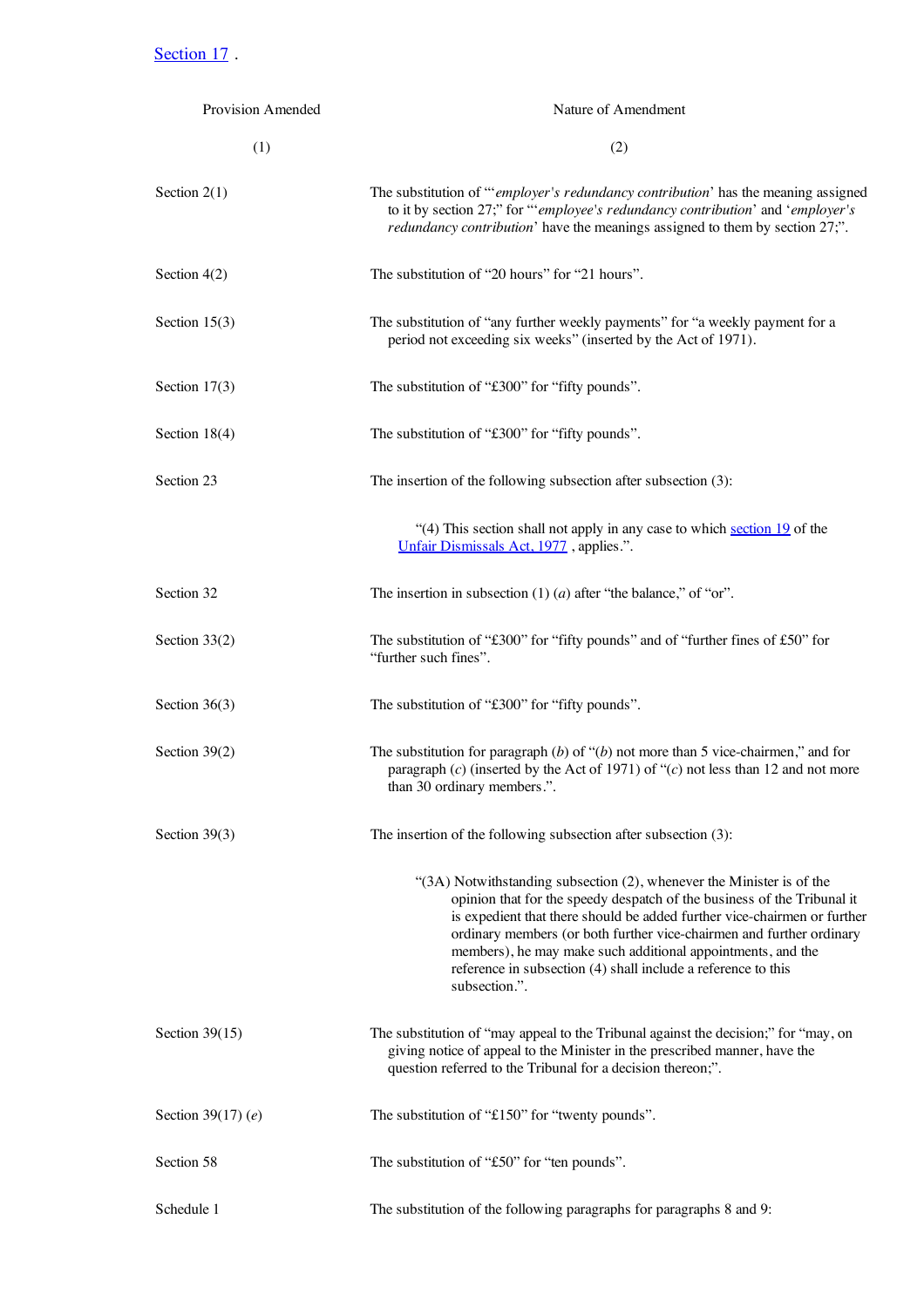Section 17 .

| Provision Amended | Nature of Amendment |
| --- | --- |
| (1) | (2) |
| Section 2(1) | The substitution of "'*employer's redundancy contribution*' has the meaning assigned to it by section 27;" for "'*employee's redundancy contribution*' and '*employer's redundancy contribution*' have the meanings assigned to them by section 27;". |
| Section 4(2) | The substitution of "20 hours" for "21 hours". |
| Section 15(3) | The substitution of "any further weekly payments" for "a weekly payment for a period not exceeding six weeks" (inserted by the Act of 1971). |
| Section 17(3) | The substitution of "£300" for "fifty pounds". |
| Section 18(4) | The substitution of "£300" for "fifty pounds". |
| Section 23 | The insertion of the following subsection after subsection (3): |
| | "(4) This section shall not apply in any case to which section 19 of the Unfair Dismissals Act, 1977 , applies.". |
| Section 32 | The insertion in subsection (1) (*a*) after "the balance," of "or". |
| Section 33(2) | The substitution of "£300" for "fifty pounds" and of "further fines of £50" for "further such fines". |
| Section 36(3) | The substitution of "£300" for "fifty pounds". |
| Section 39(2) | The substitution for paragraph (*b*) of "(*b*) not more than 5 vice-chairmen," and for paragraph (*c*) (inserted by the Act of 1971) of "(*c*) not less than 12 and not more than 30 ordinary members.". |
| Section 39(3) | The insertion of the following subsection after subsection (3): |
| | "(3A) Notwithstanding subsection (2), whenever the Minister is of the opinion that for the speedy despatch of the business of the Tribunal it is expedient that there should be added further vice-chairmen or further ordinary members (or both further vice-chairmen and further ordinary members), he may make such additional appointments, and the reference in subsection (4) shall include a reference to this subsection.". |
| Section 39(15) | The substitution of "may appeal to the Tribunal against the decision;" for "may, on giving notice of appeal to the Minister in the prescribed manner, have the question referred to the Tribunal for a decision thereon;". |
| Section 39(17) (*e*) | The substitution of "£150" for "twenty pounds". |
| Section 58 | The substitution of "£50" for "ten pounds". |
| Schedule 1 | The substitution of the following paragraphs for paragraphs 8 and 9: |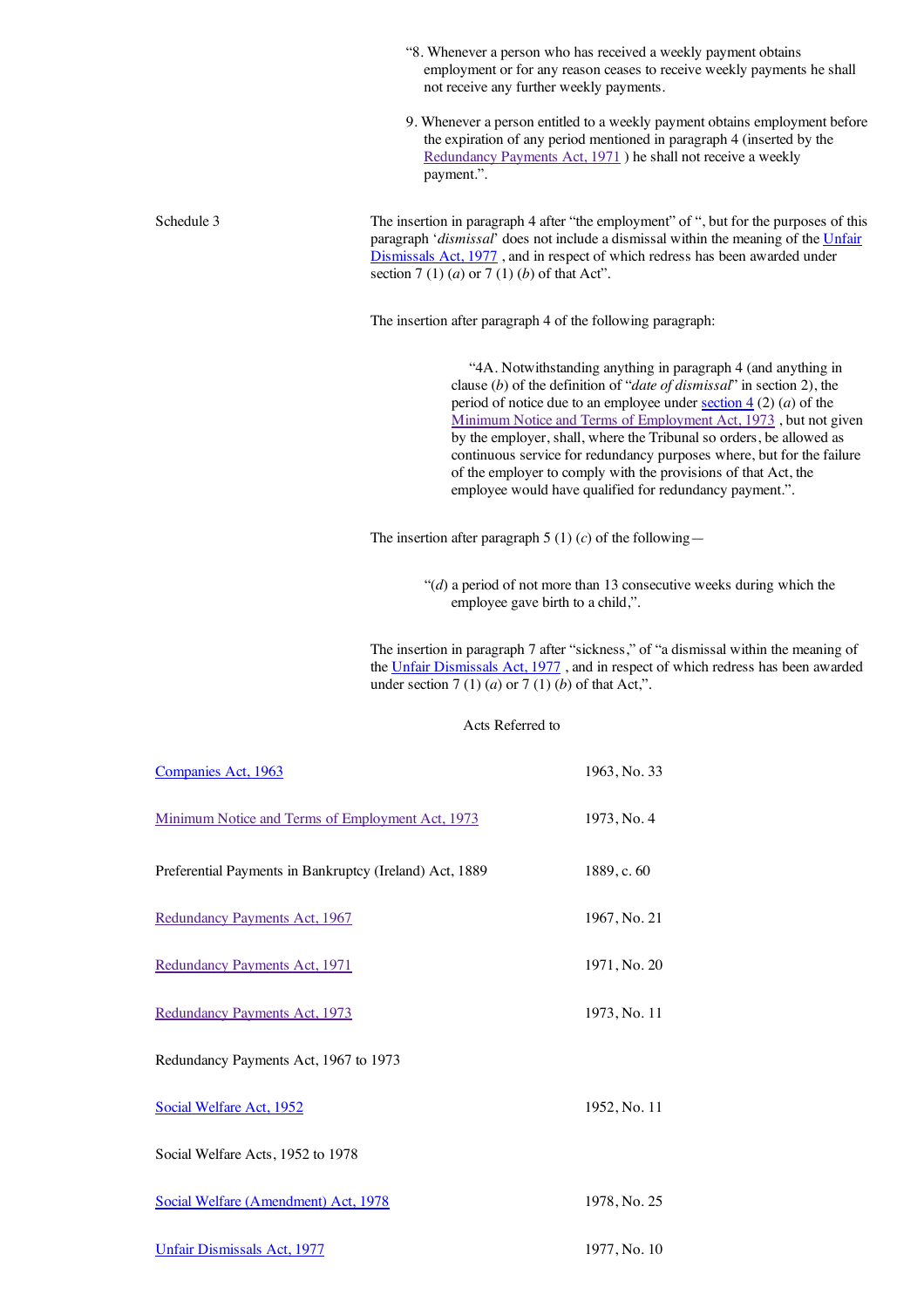"8. Whenever a person who has received a weekly payment obtains employment or for any reason ceases to receive weekly payments he shall not receive any further weekly payments.

9. Whenever a person entitled to a weekly payment obtains employment before the expiration of any period mentioned in paragraph 4 (inserted by the Redundancy Payments Act, 1971 ) he shall not receive a weekly payment.".

Schedule 3

The insertion in paragraph 4 after "the employment" of ", but for the purposes of this paragraph '*dismissal*' does not include a dismissal within the meaning of the Unfair Dismissals Act, 1977 , and in respect of which redress has been awarded under section 7 (1) (*a*) or 7 (1) (*b*) of that Act".

The insertion after paragraph 4 of the following paragraph:

"4A. Notwithstanding anything in paragraph 4 (and anything in clause (*b*) of the definition of "*date of dismissal*" in section 2), the period of notice due to an employee under section 4 (2) (*a*) of the Minimum Notice and Terms of Employment Act, 1973 , but not given by the employer, shall, where the Tribunal so orders, be allowed as continuous service for redundancy purposes where, but for the failure of the employer to comply with the provisions of that Act, the employee would have qualified for redundancy payment.".

The insertion after paragraph 5 (1) (*c*) of the following—

"(*d*) a period of not more than 13 consecutive weeks during which the employee gave birth to a child,".

The insertion in paragraph 7 after "sickness," of "a dismissal within the meaning of the Unfair Dismissals Act, 1977 , and in respect of which redress has been awarded under section 7 (1) (*a*) or 7 (1) (*b*) of that Act,".

Acts Referred to

| | |
|---|---|
| Companies Act, 1963 | 1963, No. 33 |
| Minimum Notice and Terms of Employment Act, 1973 | 1973, No. 4 |
| Preferential Payments in Bankruptcy (Ireland) Act, 1889 | 1889, c. 60 |
| Redundancy Payments Act, 1967 | 1967, No. 21 |
| Redundancy Payments Act, 1971 | 1971, No. 20 |
| Redundancy Payments Act, 1973 | 1973, No. 11 |
| Redundancy Payments Act, 1967 to 1973 | |
| Social Welfare Act, 1952 | 1952, No. 11 |
| Social Welfare Acts, 1952 to 1978 | |
| Social Welfare (Amendment) Act, 1978 | 1978, No. 25 |
| Unfair Dismissals Act, 1977 | 1977, No. 10 |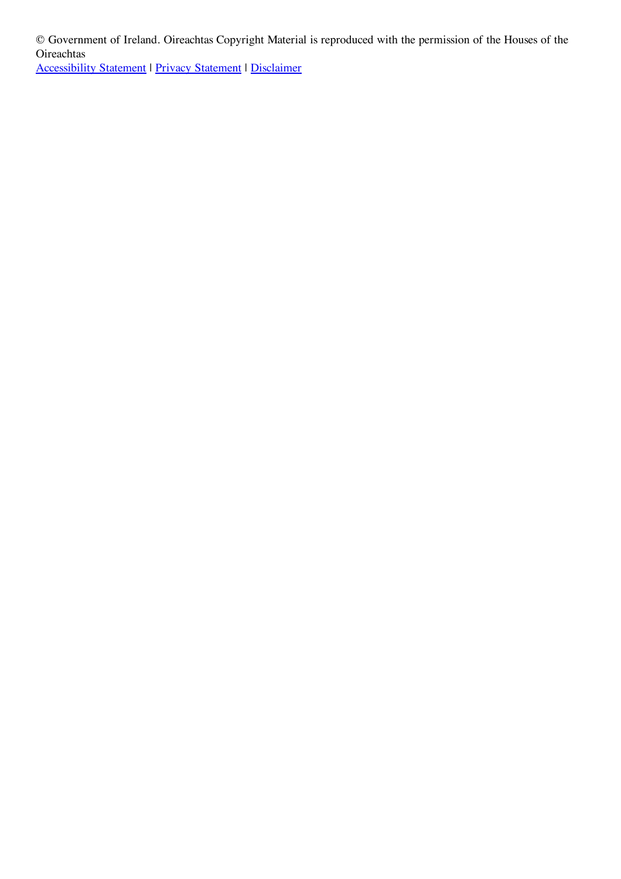© Government of Ireland. Oireachtas Copyright Material is reproduced with the permission of the Houses of the Oireachtas
Accessibility Statement | Privacy Statement | Disclaimer